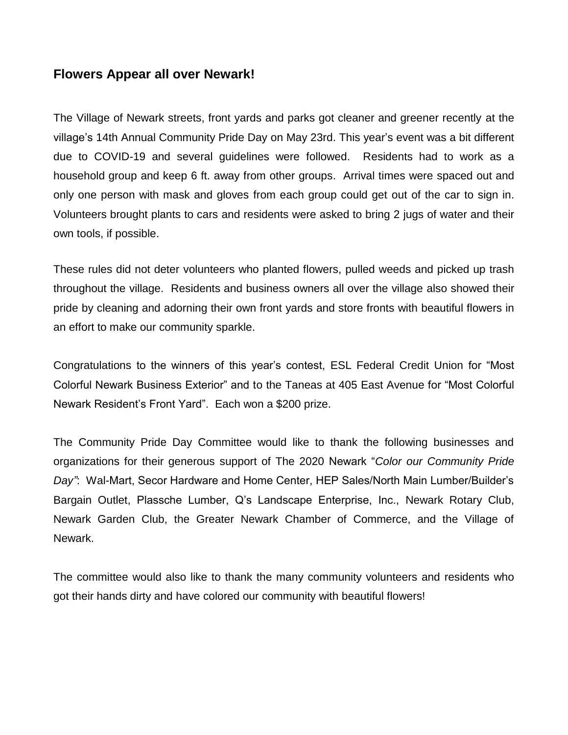## Flowers Appear all over Newark!

The Village of Newark streets, front yards and parks got cleaner and greener recently at the village's 14th Annual Community Pride Day on May 23rd. This year's event was a bit different due to COVID-19 and several guidelines were followed. Residents had to work as a household group and keep 6 ft. away from other groups. Arrival times were spaced out and only one person with mask and gloves from each group could get out of the car to sign in. Volunteers brought plants to cars and residents were asked to bring 2 jugs of water and their own tools, if possible.

These rules did not deter volunteers who planted flowers, pulled weeds and picked up trash throughout the village. Residents and business owners all over the village also showed their pride by cleaning and adorning their own front yards and store fronts with beautiful flowers in an effort to make our community sparkle.

Congratulations to the winners of this year's contest, ESL Federal Credit Union for "Most Colorful Newark Business Exterior" and to the Taneas at 405 East Avenue for "Most Colorful Newark Resident's Front Yard". Each won a $200 prize.

The Community Pride Day Committee would like to thank the following businesses and organizations for their generous support of The 2020 Newark "*Color our Community Pride Day"*: Wal-Mart, Secor Hardware and Home Center, HEP Sales/North Main Lumber/Builder's Bargain Outlet, Plassche Lumber, Q's Landscape Enterprise, Inc., Newark Rotary Club, Newark Garden Club, the Greater Newark Chamber of Commerce, and the Village of Newark.

The committee would also like to thank the many community volunteers and residents who got their hands dirty and have colored our community with beautiful flowers!